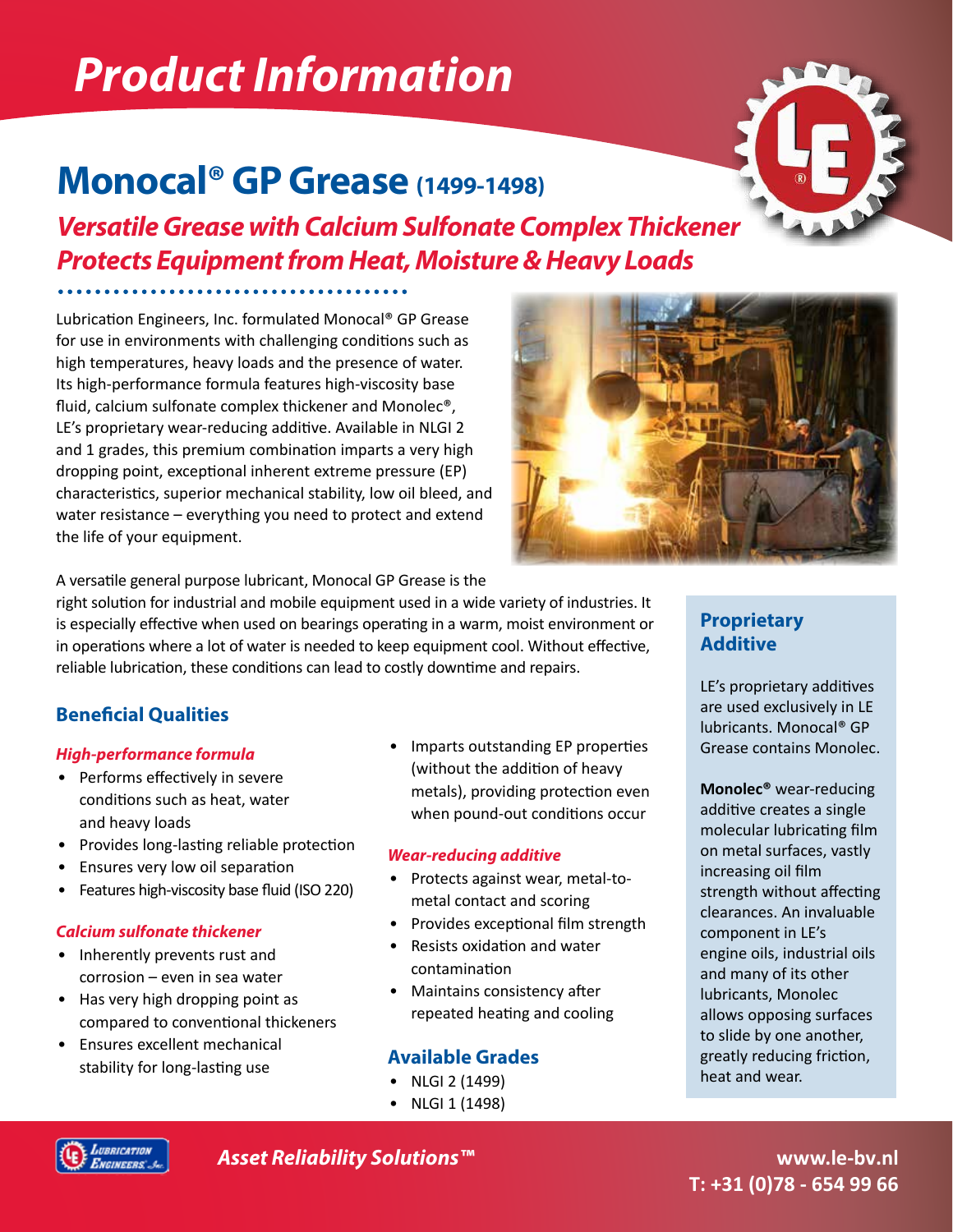# Product Information

## Monocal® GP Grease (1499-1498)

### *Versatile Grease with Calcium Sulfonate Complex Thickener Protects Equipment from Heat, Moisture & Heavy Loads*

Lubrication Engineers, Inc. formulated Monocal® GP Grease for use in environments with challenging conditions such as high temperatures, heavy loads and the presence of water. Its high-performance formula features high-viscosity base fluid, calcium sulfonate complex thickener and Monolec®, LE's proprietary wear-reducing additive. Available in NLGI 2 and 1 grades, this premium combination imparts a very high dropping point, exceptional inherent extreme pressure (EP) characteristics, superior mechanical stability, low oil bleed, and water resistance – everything you need to protect and extend the life of your equipment.

A versatile general purpose lubricant, Monocal GP Grease is the right solution for industrial and mobile equipment used in a wide variety of industries. It is especially effective when used on bearings operating in a warm, moist environment or in operations where a lot of water is needed to keep equipment cool. Without effective, reliable lubrication, these conditions can lead to costly downtime and repairs.

### Beneficial Qualities

*High-performance formula*

- Performs effectively in severe conditions such as heat, water and heavy loads
- Provides long-lasting reliable protection
- Ensures very low oil separation
- Features high-viscosity base fluid (ISO 220)
- Imparts outstanding EP properties (without the addition of heavy metals), providing protection even when pound-out conditions occur

*Calcium sulfonate thickener*

- Inherently prevents rust and corrosion – even in sea water
- Has very high dropping point as compared to conventional thickeners
- Ensures excellent mechanical stability for long-lasting use

*Wear-reducing additive*

- Protects against wear, metal-to-metal contact and scoring
- Provides exceptional film strength
- Resists oxidation and water contamination
- Maintains consistency after repeated heating and cooling

### Available Grades

- NLGI 2 (1499)
- NLGI 1 (1498)

### Proprietary Additive

LE's proprietary additives are used exclusively in LE lubricants. Monocal® GP Grease contains Monolec.

**Monolec®** wear-reducing additive creates a single molecular lubricating film on metal surfaces, vastly increasing oil film strength without affecting clearances. An invaluable component in LE's engine oils, industrial oils and many of its other lubricants, Monolec allows opposing surfaces to slide by one another, greatly reducing friction, heat and wear.

*Asset Reliability Solutions™*

www.le-bv.nl
T: +31 (0)78 - 654 99 66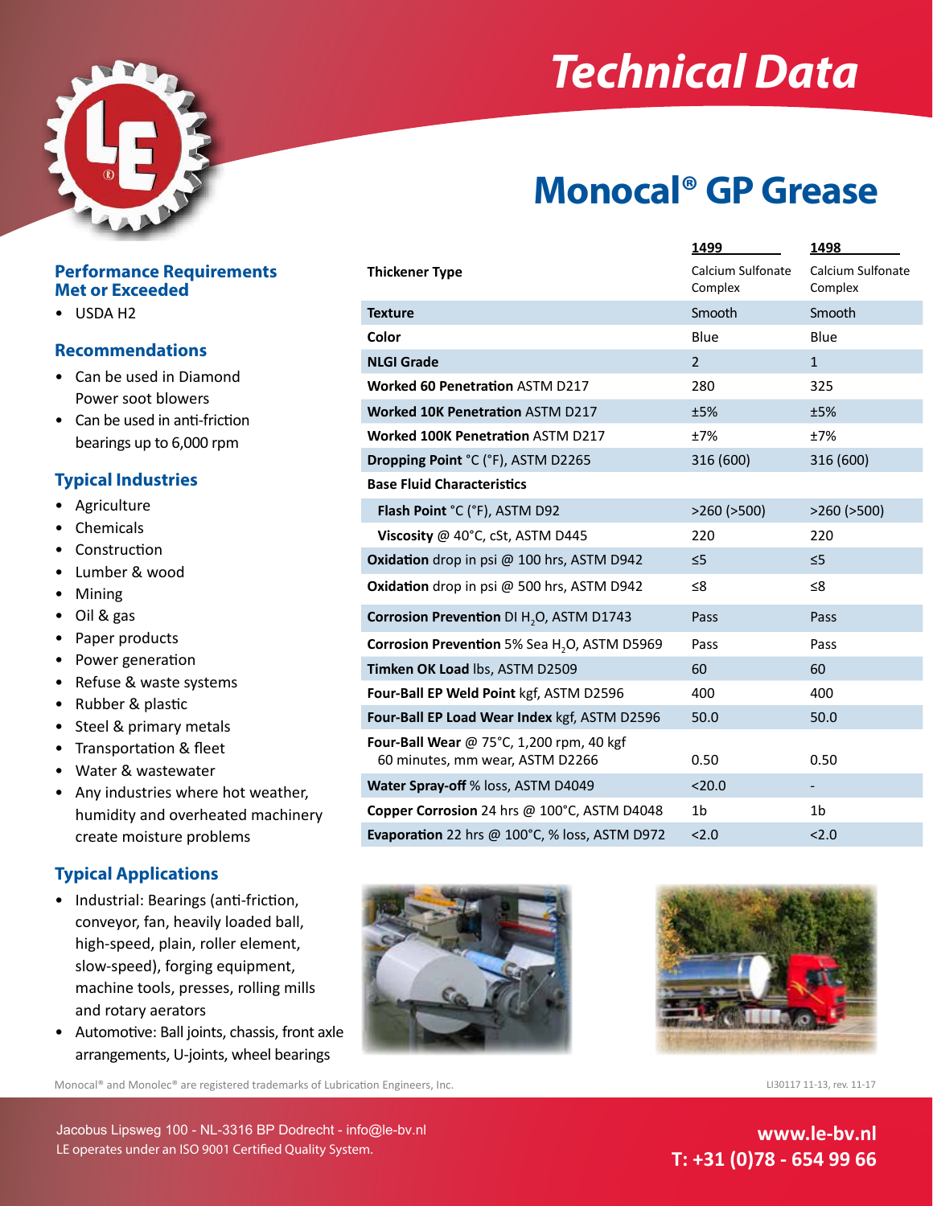# Technical Data

# Monocal® GP Grease

## Performance Requirements Met or Exceeded

- USDA H2

## Recommendations

- Can be used in Diamond Power soot blowers
- Can be used in anti-friction bearings up to 6,000 rpm

## Typical Industries

- Agriculture
- Chemicals
- Construction
- Lumber & wood
- Mining
- Oil & gas
- Paper products
- Power generation
- Refuse & waste systems
- Rubber & plastic
- Steel & primary metals
- Transportation & fleet
- Water & wastewater
- Any industries where hot weather, humidity and overheated machinery create moisture problems

## Typical Applications

- Industrial: Bearings (anti-friction, conveyor, fan, heavily loaded ball, high-speed, plain, roller element, slow-speed), forging equipment, machine tools, presses, rolling mills and rotary aerators
- Automotive: Ball joints, chassis, front axle arrangements, U-joints, wheel bearings

| | 1499 | 1498 |
|---|---|---|
| **Thickener Type** | Calcium Sulfonate Complex | Calcium Sulfonate Complex |
| **Texture** | Smooth | Smooth |
| **Color** | Blue | Blue |
| **NLGI Grade** | 2 | 1 |
| **Worked 60 Penetration** ASTM D217 | 280 | 325 |
| **Worked 10K Penetration** ASTM D217 | ±5% | ±5% |
| **Worked 100K Penetration** ASTM D217 | ±7% | ±7% |
| **Dropping Point** °C (°F), ASTM D2265 | 316 (600) | 316 (600) |
| **Base Fluid Characteristics** | | |
| **Flash Point** °C (°F), ASTM D92 | >260 (>500) | >260 (>500) |
| **Viscosity** @ 40°C, cSt, ASTM D445 | 220 | 220 |
| **Oxidation** drop in psi @ 100 hrs, ASTM D942 | ≤5 | ≤5 |
| **Oxidation** drop in psi @ 500 hrs, ASTM D942 | ≤8 | ≤8 |
| **Corrosion Prevention** DI $H_2O$, ASTM D1743 | Pass | Pass |
| **Corrosion Prevention** 5% Sea $H_2O$, ASTM D5969 | Pass | Pass |
| **Timken OK Load** lbs, ASTM D2509 | 60 | 60 |
| **Four-Ball EP Weld Point** kgf, ASTM D2596 | 400 | 400 |
| **Four-Ball EP Load Wear Index** kgf, ASTM D2596 | 50.0 | 50.0 |
| **Four-Ball Wear** @ 75°C, 1,200 rpm, 40 kgf 60 minutes, mm wear, ASTM D2266 | 0.50 | 0.50 |
| **Water Spray-off** % loss, ASTM D4049 | <20.0 | - |
| **Copper Corrosion** 24 hrs @ 100°C, ASTM D4048 | 1b | 1b |
| **Evaporation** 22 hrs @ 100°C, % loss, ASTM D972 | <2.0 | <2.0 |

Monocal® and Monolec® are registered trademarks of Lubrication Engineers, Inc.

LI30117 11-13, rev. 11-17

Jacobus Lipsweg 100 - NL-3316 BP Dodrecht - info@le-bv.nl
LE operates under an ISO 9001 Certified Quality System.

www.le-bv.nl
T: +31 (0)78 - 654 99 66